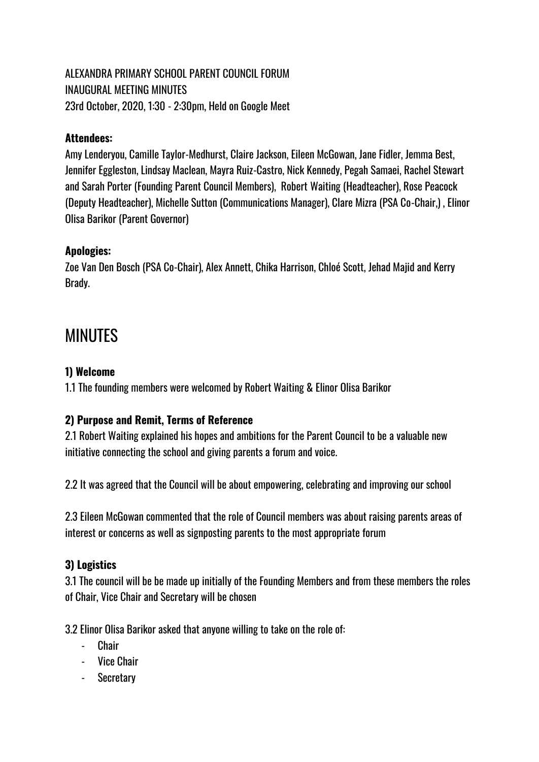ALEXANDRA PRIMARY SCHOOL PARENT COUNCIL FORUM
INAUGURAL MEETING MINUTES
23rd October, 2020, 1:30 - 2:30pm, Held on Google Meet

**Attendees:**
Amy Lenderyou, Camille Taylor-Medhurst, Claire Jackson, Eileen McGowan, Jane Fidler, Jemma Best, Jennifer Eggleston, Lindsay Maclean, Mayra Ruiz-Castro, Nick Kennedy, Pegah Samaei, Rachel Stewart and Sarah Porter (Founding Parent Council Members), Robert Waiting (Headteacher), Rose Peacock (Deputy Headteacher), Michelle Sutton (Communications Manager), Clare Mizra (PSA Co-Chair,) , Elinor Olisa Barikor (Parent Governor)

**Apologies:**
Zoe Van Den Bosch (PSA Co-Chair), Alex Annett, Chika Harrison, Chloé Scott, Jehad Majid and Kerry Brady.

# MINUTES

### 1) Welcome

1.1 The founding members were welcomed by Robert Waiting & Elinor Olisa Barikor

### 2) Purpose and Remit, Terms of Reference

2.1 Robert Waiting explained his hopes and ambitions for the Parent Council to be a valuable new initiative connecting the school and giving parents a forum and voice.

2.2 It was agreed that the Council will be about empowering, celebrating and improving our school

2.3 Eileen McGowan commented that the role of Council members was about raising parents areas of interest or concerns as well as signposting parents to the most appropriate forum

### 3) Logistics

3.1 The council will be be made up initially of the Founding Members and from these members the roles of Chair, Vice Chair and Secretary will be chosen

3.2 Elinor Olisa Barikor asked that anyone willing to take on the role of:

- Chair
- Vice Chair
- Secretary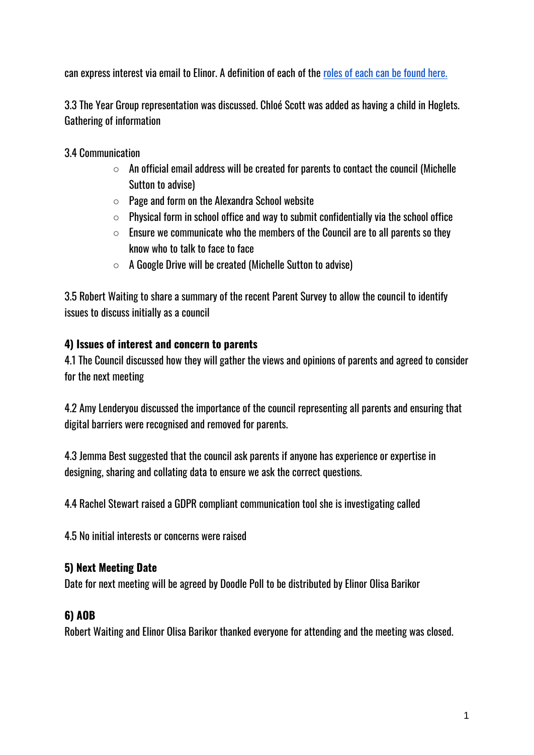can express interest via email to Elinor. A definition of each of the [roles of each can be found here.]()

3.3 The Year Group representation was discussed. Chloé Scott was added as having a child in Hoglets. Gathering of information

3.4 Communication

- An official email address will be created for parents to contact the council (Michelle Sutton to advise)
- Page and form on the Alexandra School website
- Physical form in school office and way to submit confidentially via the school office
- Ensure we communicate who the members of the Council are to all parents so they know who to talk to face to face
- A Google Drive will be created (Michelle Sutton to advise)

3.5 Robert Waiting to share a summary of the recent Parent Survey to allow the council to identify issues to discuss initially as a council

**4) Issues of interest and concern to parents**

4.1 The Council discussed how they will gather the views and opinions of parents and agreed to consider for the next meeting

4.2 Amy Lenderyou discussed the importance of the council representing all parents and ensuring that digital barriers were recognised and removed for parents.

4.3 Jemma Best suggested that the council ask parents if anyone has experience or expertise in designing, sharing and collating data to ensure we ask the correct questions.

4.4 Rachel Stewart raised a GDPR compliant communication tool she is investigating called

4.5 No initial interests or concerns were raised

**5) Next Meeting Date**

Date for next meeting will be agreed by Doodle Poll to be distributed by Elinor Olisa Barikor

**6) AOB**

Robert Waiting and Elinor Olisa Barikor thanked everyone for attending and the meeting was closed.